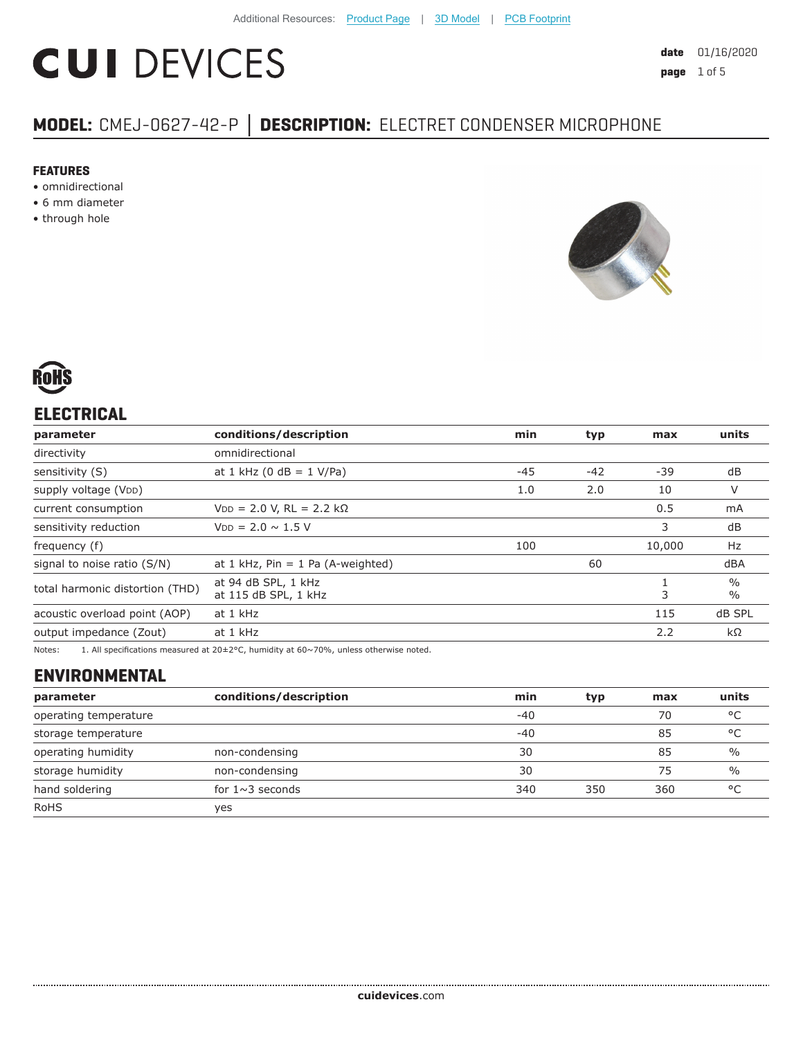Additional Resources: Product Page | 3D Model | PCB Footprint

# CUI DEVICES

**date** 01/16/2020

## MODEL: CMEJ-0627-42-P │ DESCRIPTION: ELECTRET CONDENSER MICROPHONE

**FEATURES**

- omnidirectional
- 6 mm diameter
- through hole

## ELECTRICAL

| parameter | conditions/description | min | typ | max | units |
|---|---|---|---|---|---|
| directivity | omnidirectional | | | | |
| sensitivity (S) | at 1 kHz (0 dB = 1 V/Pa) | -45 | -42 | -39 | dB |
| supply voltage ($V_{DD}$) | | 1.0 | 2.0 | 10 | V |
| current consumption | $V_{DD}$ = 2.0 V, RL = 2.2 kΩ | | | 0.5 | mA |
| sensitivity reduction | $V_{DD}$ = 2.0 ~ 1.5 V | | | 3 | dB |
| frequency (f) | | 100 | | 10,000 | Hz |
| signal to noise ratio (S/N) | at 1 kHz, Pin = 1 Pa (A-weighted) | | 60 | | dBA |
| total harmonic distortion (THD) | at 94 dB SPL, 1 kHz<br>at 115 dB SPL, 1 kHz | | | 1<br>3 | %<br>% |
| acoustic overload point (AOP) | at 1 kHz | | | 115 | dB SPL |
| output impedance (Zout) | at 1 kHz | | | 2.2 | kΩ |

Notes: 1. All specifications measured at 20±2°C, humidity at 60~70%, unless otherwise noted.

## ENVIRONMENTAL

| parameter | conditions/description | min | typ | max | units |
|---|---|---|---|---|---|
| operating temperature | | -40 | | 70 | °C |
| storage temperature | | -40 | | 85 | °C |
| operating humidity | non-condensing | 30 | | 85 | % |
| storage humidity | non-condensing | 30 | | 75 | % |
| hand soldering | for 1~3 seconds | 340 | 350 | 360 | °C |
| RoHS | yes | | | | |

**cuidevices**.com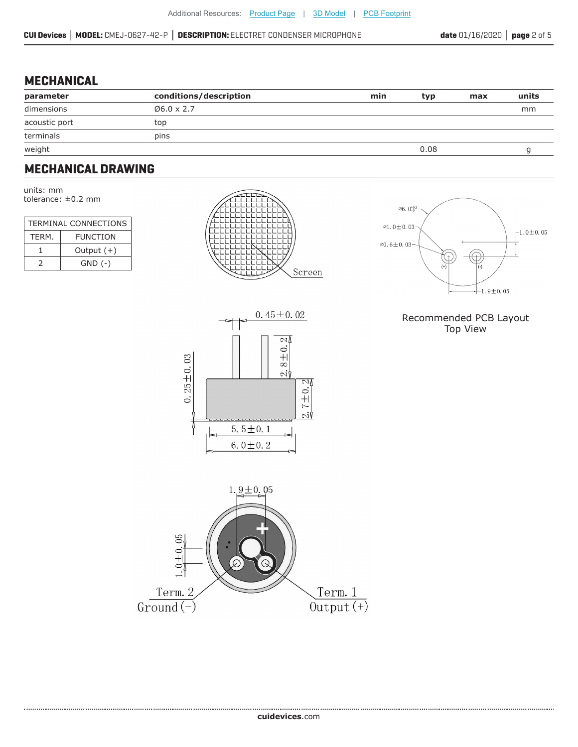## MECHANICAL

| parameter | conditions/description | min | typ | max | units |
|---|---|---|---|---|---|
| dimensions | Ø6.0 x 2.7 | | | | mm |
| acoustic port | top | | | | |
| terminals | pins | | | | |
| weight | | | 0.08 | | g |

## MECHANICAL DRAWING

units: mm
tolerance: ±0.2 mm

| TERMINAL CONNECTIONS | |
|---|---|
| TERM. | FUNCTION |
| 1 | Output (+) |
| 2 | GND (-) |

Recommended PCB Layout
Top View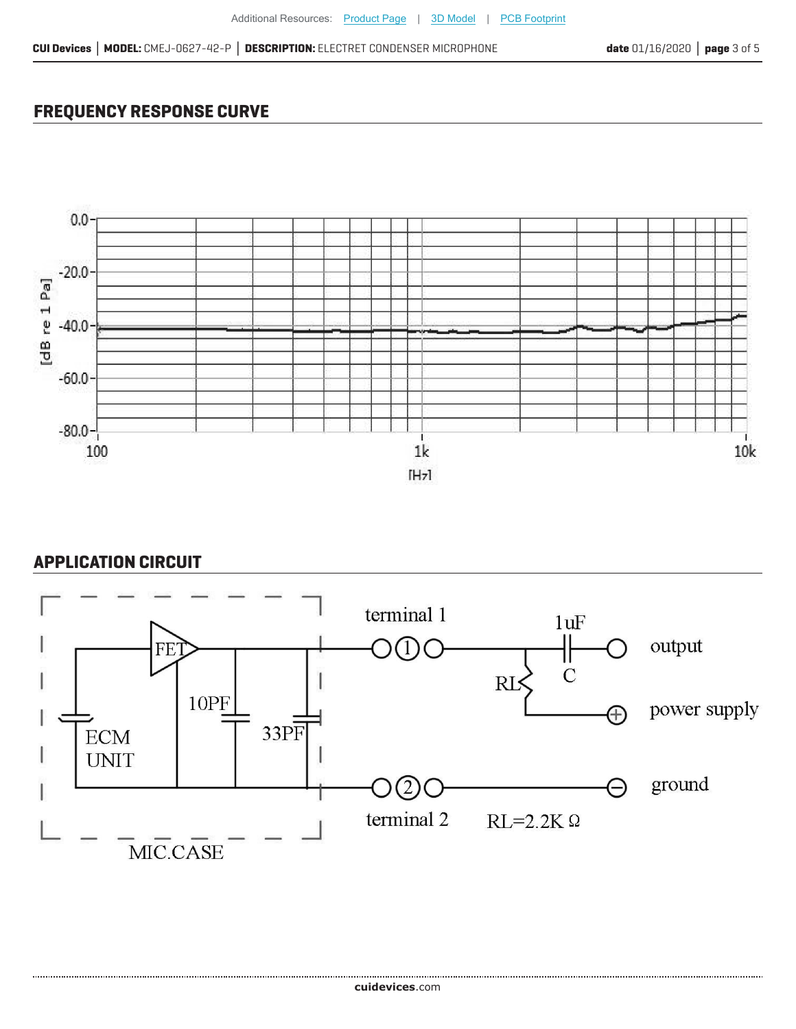## FREQUENCY RESPONSE CURVE

## APPLICATION CIRCUIT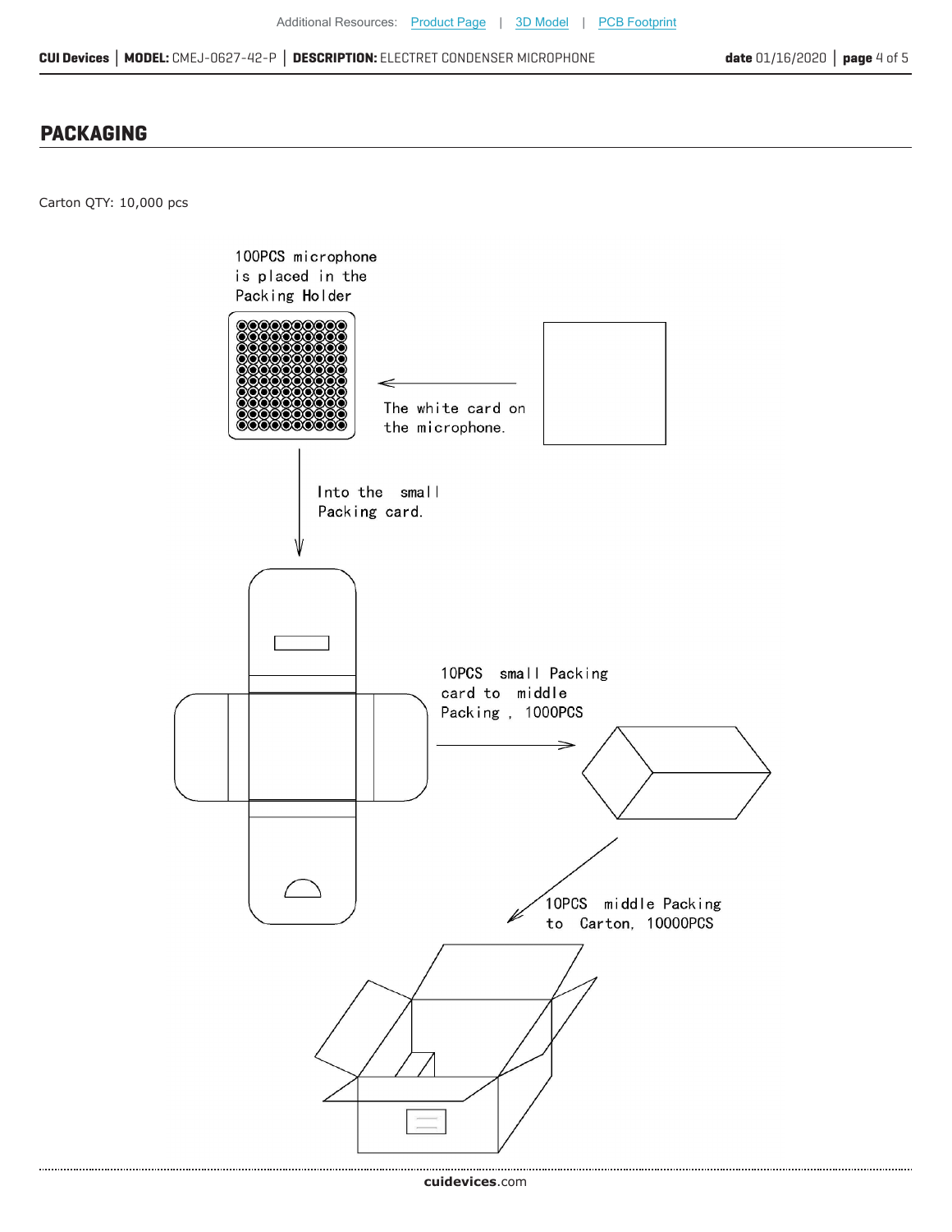## PACKAGING

Carton QTY: 10,000 pcs

100PCS microphone is placed in the Packing Holder

The white card on the microphone.

Into the small Packing card.

10PCS small Packing card to middle Packing , 1000PCS

10PCS middle Packing to Carton, 10000PCS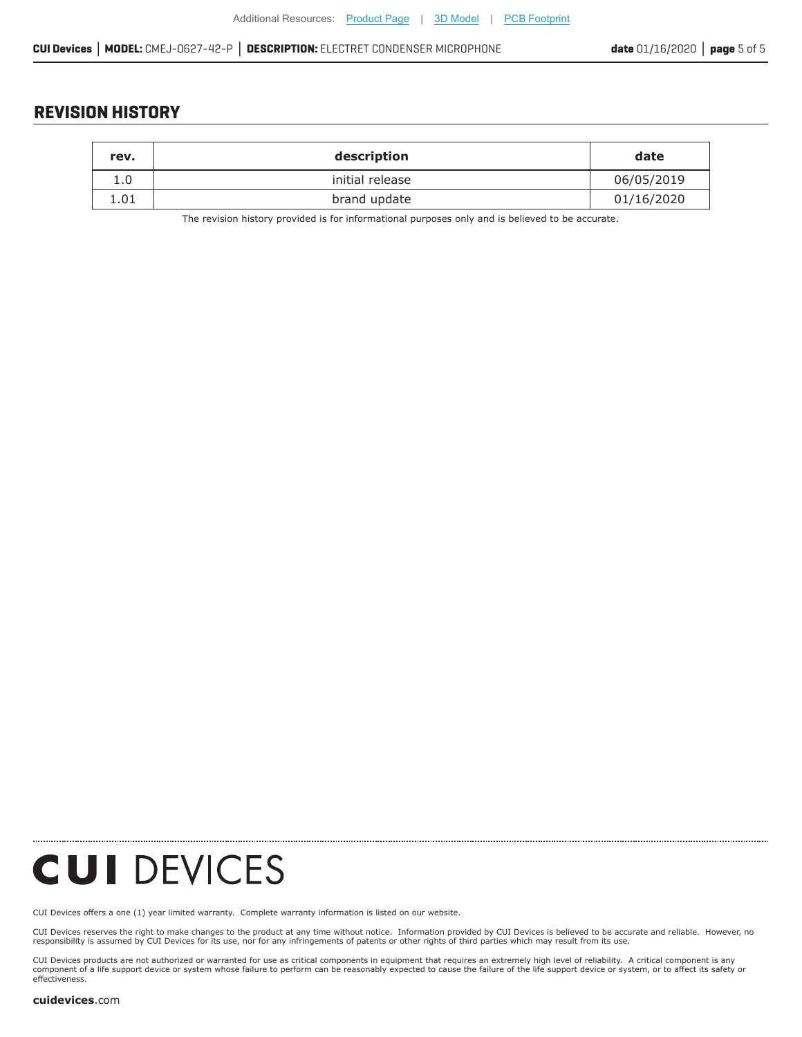## REVISION HISTORY

| rev. | description | date |
|---|---|---|
| 1.0 | initial release | 06/05/2019 |
| 1.01 | brand update | 01/16/2020 |

The revision history provided is for informational purposes only and is believed to be accurate.

CUI Devices offers a one (1) year limited warranty. Complete warranty information is listed on our website.

CUI Devices reserves the right to make changes to the product at any time without notice. Information provided by CUI Devices is believed to be accurate and reliable. However, no responsibility is assumed by CUI Devices for its use, nor for any infringements of patents or other rights of third parties which may result from its use.

CUI Devices products are not authorized or warranted for use as critical components in equipment that requires an extremely high level of reliability. A critical component is any component of a life support device or system whose failure to perform can be reasonably expected to cause the failure of the life support device or system, or to affect its safety or effectiveness.

**cuidevices**.com